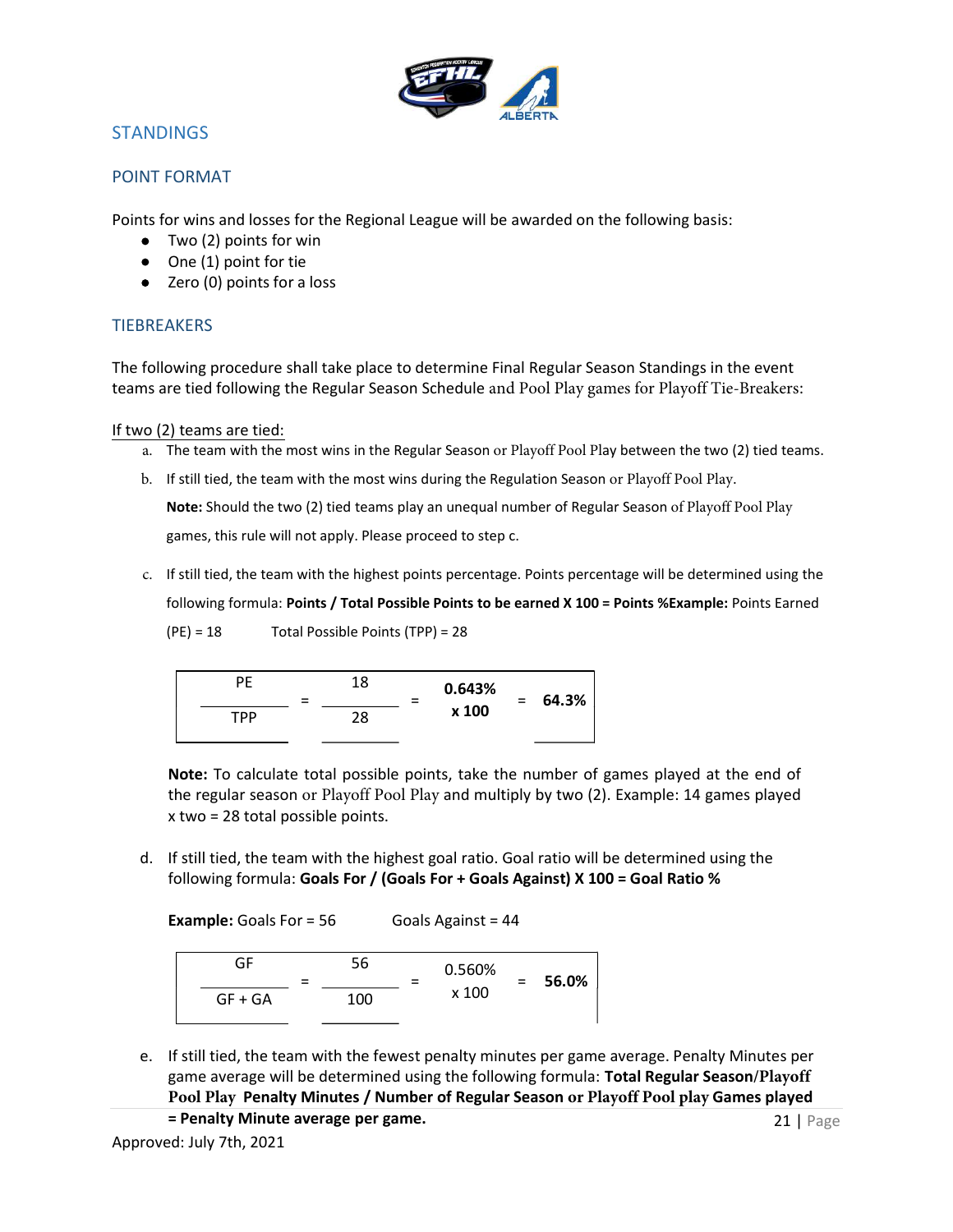## STANDINGS

### POINT FORMAT

Points for wins and losses for the Regional League will be awarded on the following basis:

- Two (2) points for win
- One (1) point for tie
- Zero (0) points for a loss

### TIEBREAKERS

The following procedure shall take place to determine Final Regular Season Standings in the event teams are tied following the Regular Season Schedule and Pool Play games for Playoff Tie-Breakers:

If two (2) teams are tied:

a. The team with the most wins in the Regular Season or Playoff Pool Play between the two (2) tied teams.

b. If still tied, the team with the most wins during the Regulation Season or Playoff Pool Play.

**Note:** Should the two (2) tied teams play an unequal number of Regular Season of Playoff Pool Play games, this rule will not apply. Please proceed to step c.

c. If still tied, the team with the highest points percentage. Points percentage will be determined using the following formula: **Points / Total Possible Points to be earned X 100 = Points %** **Example:** Points Earned (PE) = 18 Total Possible Points (TPP) = 28

$$\frac{PE}{TPP} = \frac{18}{28} = \textbf{0.643\% x 100} = \textbf{64.3\%}$$

**Note:** To calculate total possible points, take the number of games played at the end of the regular season or Playoff Pool Play and multiply by two (2). Example: 14 games played x two = 28 total possible points.

d. If still tied, the team with the highest goal ratio. Goal ratio will be determined using the following formula: **Goals For / (Goals For + Goals Against) X 100 = Goal Ratio %**

**Example:** Goals For = 56 Goals Against = 44

$$\frac{GF}{GF + GA} = \frac{56}{100} = 0.560\% \text{ x } 100 = \textbf{56.0\%}$$

e. If still tied, the team with the fewest penalty minutes per game average. Penalty Minutes per game average will be determined using the following formula: **Total Regular Season/Playoff Pool Play Penalty Minutes / Number of Regular Season or Playoff Pool play Games played = Penalty Minute average per game.**

Approved: July 7th, 2021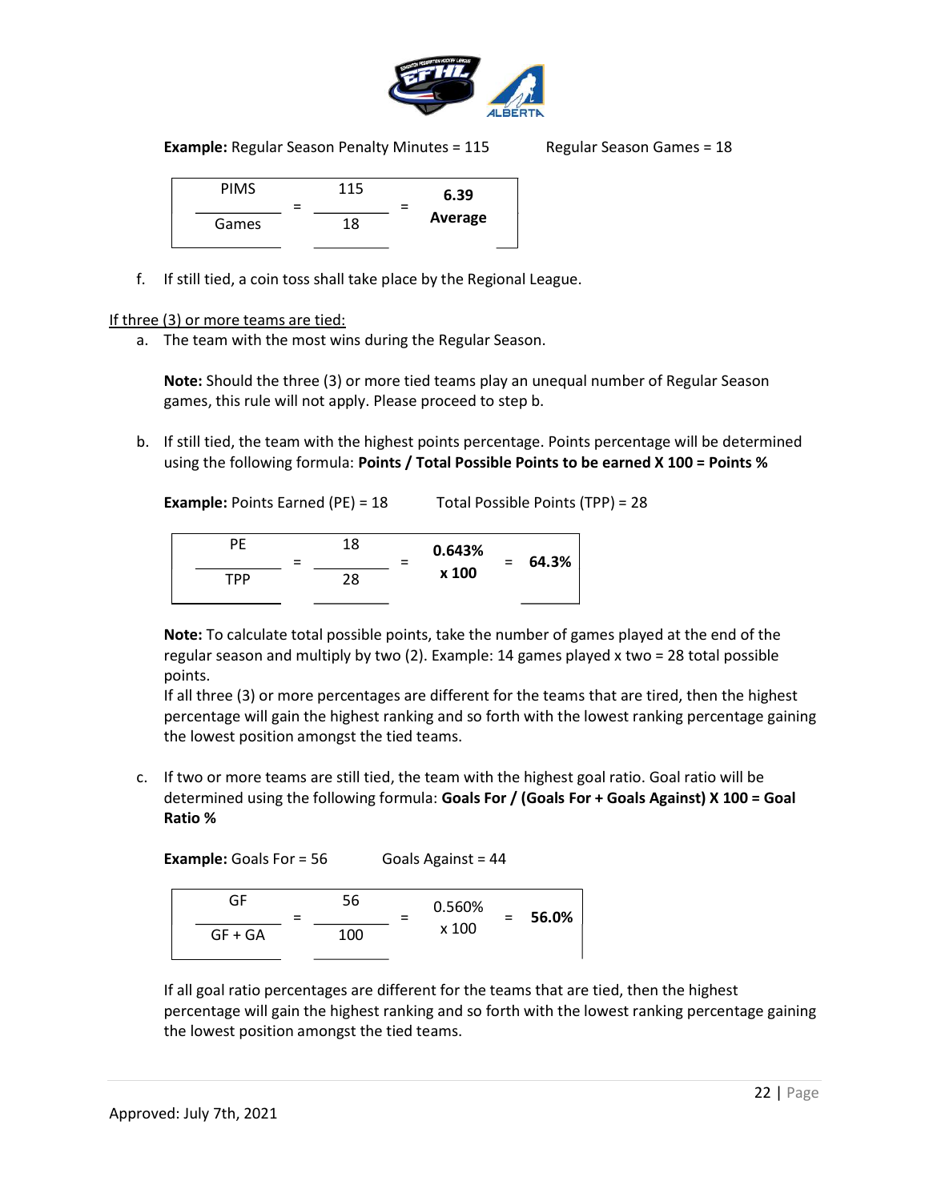**Example:** Regular Season Penalty Minutes = 115 Regular Season Games = 18

$$\frac{\text{PIMS}}{\text{Games}} = \frac{115}{18} = \textbf{6.39 Average}$$

f. If still tied, a coin toss shall take place by the Regional League.

<u>If three (3) or more teams are tied:</u>

a. The team with the most wins during the Regular Season.

   **Note:** Should the three (3) or more tied teams play an unequal number of Regular Season games, this rule will not apply. Please proceed to step b.

b. If still tied, the team with the highest points percentage. Points percentage will be determined using the following formula: **Points / Total Possible Points to be earned X 100 = Points %**

   **Example:** Points Earned (PE) = 18 Total Possible Points (TPP) = 28

   $$\frac{\text{PE}}{\text{TPP}} = \frac{18}{28} = \textbf{0.643\% x 100} = \textbf{64.3\%}$$

   **Note:** To calculate total possible points, take the number of games played at the end of the regular season and multiply by two (2). Example: 14 games played x two = 28 total possible points.
   If all three (3) or more percentages are different for the teams that are tired, then the highest percentage will gain the highest ranking and so forth with the lowest ranking percentage gaining the lowest position amongst the tied teams.

c. If two or more teams are still tied, the team with the highest goal ratio. Goal ratio will be determined using the following formula: **Goals For / (Goals For + Goals Against) X 100 = Goal Ratio %**

   **Example:** Goals For = 56 Goals Against = 44

   $$\frac{\text{GF}}{\text{GF + GA}} = \frac{56}{100} = 0.560\% \text{ x } 100 = \textbf{56.0\%}$$

   If all goal ratio percentages are different for the teams that are tied, then the highest percentage will gain the highest ranking and so forth with the lowest ranking percentage gaining the lowest position amongst the tied teams.

Approved: July 7th, 2021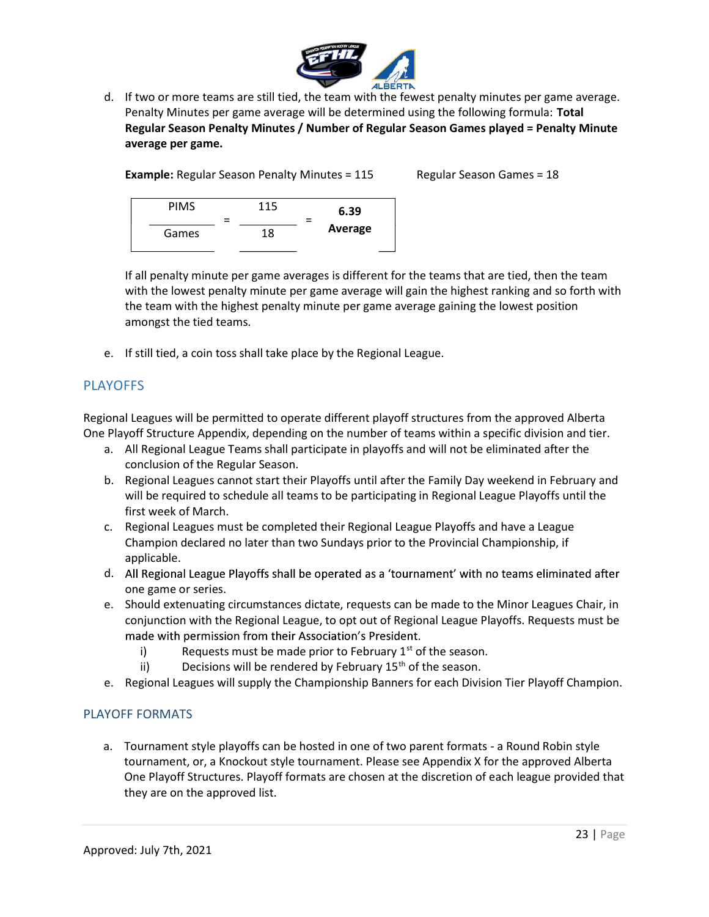d. If two or more teams are still tied, the team with the fewest penalty minutes per game average. Penalty Minutes per game average will be determined using the following formula: **Total Regular Season Penalty Minutes / Number of Regular Season Games played = Penalty Minute average per game.**

**Example:** Regular Season Penalty Minutes = 115 Regular Season Games = 18

$$\frac{\text{PIMS}}{\text{Games}} = \frac{115}{18} = \textbf{6.39 Average}$$

If all penalty minute per game averages is different for the teams that are tied, then the team with the lowest penalty minute per game average will gain the highest ranking and so forth with the team with the highest penalty minute per game average gaining the lowest position amongst the tied teams.

e. If still tied, a coin toss shall take place by the Regional League.

## PLAYOFFS

Regional Leagues will be permitted to operate different playoff structures from the approved Alberta One Playoff Structure Appendix, depending on the number of teams within a specific division and tier.

a. All Regional League Teams shall participate in playoffs and will not be eliminated after the conclusion of the Regular Season.
b. Regional Leagues cannot start their Playoffs until after the Family Day weekend in February and will be required to schedule all teams to be participating in Regional League Playoffs until the first week of March.
c. Regional Leagues must be completed their Regional League Playoffs and have a League Champion declared no later than two Sundays prior to the Provincial Championship, if applicable.
d. All Regional League Playoffs shall be operated as a 'tournament' with no teams eliminated after one game or series.
e. Should extenuating circumstances dictate, requests can be made to the Minor Leagues Chair, in conjunction with the Regional League, to opt out of Regional League Playoffs. Requests must be made with permission from their Association's President.
    i) Requests must be made prior to February 1st of the season.
    ii) Decisions will be rendered by February 15th of the season.
e. Regional Leagues will supply the Championship Banners for each Division Tier Playoff Champion.

## PLAYOFF FORMATS

a. Tournament style playoffs can be hosted in one of two parent formats - a Round Robin style tournament, or, a Knockout style tournament. Please see Appendix X for the approved Alberta One Playoff Structures. Playoff formats are chosen at the discretion of each league provided that they are on the approved list.

Approved: July 7th, 2021